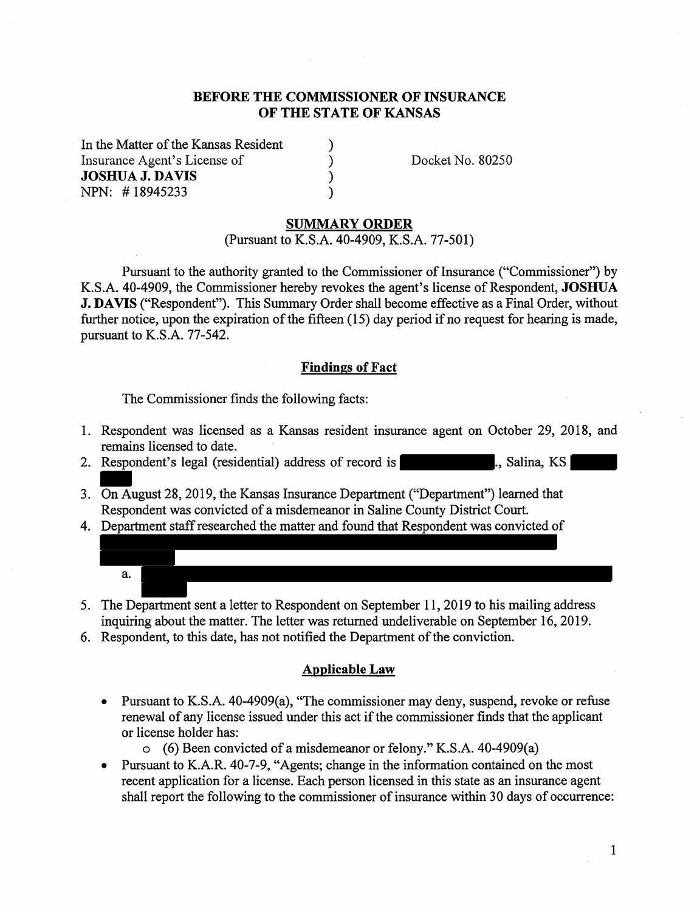**BEFORE THE COMMISSIONER OF INSURANCE**
**OF THE STATE OF KANSAS**

In the Matter of the Kansas Resident )
Insurance Agent's License of ) Docket No. 80250
**JOSHUA J. DAVIS** )
NPN: # 18945233 )

## SUMMARY ORDER

(Pursuant to K.S.A. 40-4909, K.S.A. 77-501)

Pursuant to the authority granted to the Commissioner of Insurance ("Commissioner") by K.S.A. 40-4909, the Commissioner hereby revokes the agent's license of Respondent, **JOSHUA J. DAVIS** ("Respondent"). This Summary Order shall become effective as a Final Order, without further notice, upon the expiration of the fifteen (15) day period if no request for hearing is made, pursuant to K.S.A. 77-542.

### Findings of Fact

The Commissioner finds the following facts:

1. Respondent was licensed as a Kansas resident insurance agent on October 29, 2018, and remains licensed to date.
2. Respondent's legal (residential) address of record is [REDACTED]., Salina, KS [REDACTED]
3. On August 28, 2019, the Kansas Insurance Department ("Department") learned that Respondent was convicted of a misdemeanor in Saline County District Court.
4. Department staff researched the matter and found that Respondent was convicted of [REDACTED]
   a. [REDACTED]
5. The Department sent a letter to Respondent on September 11, 2019 to his mailing address inquiring about the matter. The letter was returned undeliverable on September 16, 2019.
6. Respondent, to this date, has not notified the Department of the conviction.

### Applicable Law

- Pursuant to K.S.A. 40-4909(a), "The commissioner may deny, suspend, revoke or refuse renewal of any license issued under this act if the commissioner finds that the applicant or license holder has:
  - (6) Been convicted of a misdemeanor or felony." K.S.A. 40-4909(a)
- Pursuant to K.A.R. 40-7-9, "Agents; change in the information contained on the most recent application for a license. Each person licensed in this state as an insurance agent shall report the following to the commissioner of insurance within 30 days of occurrence: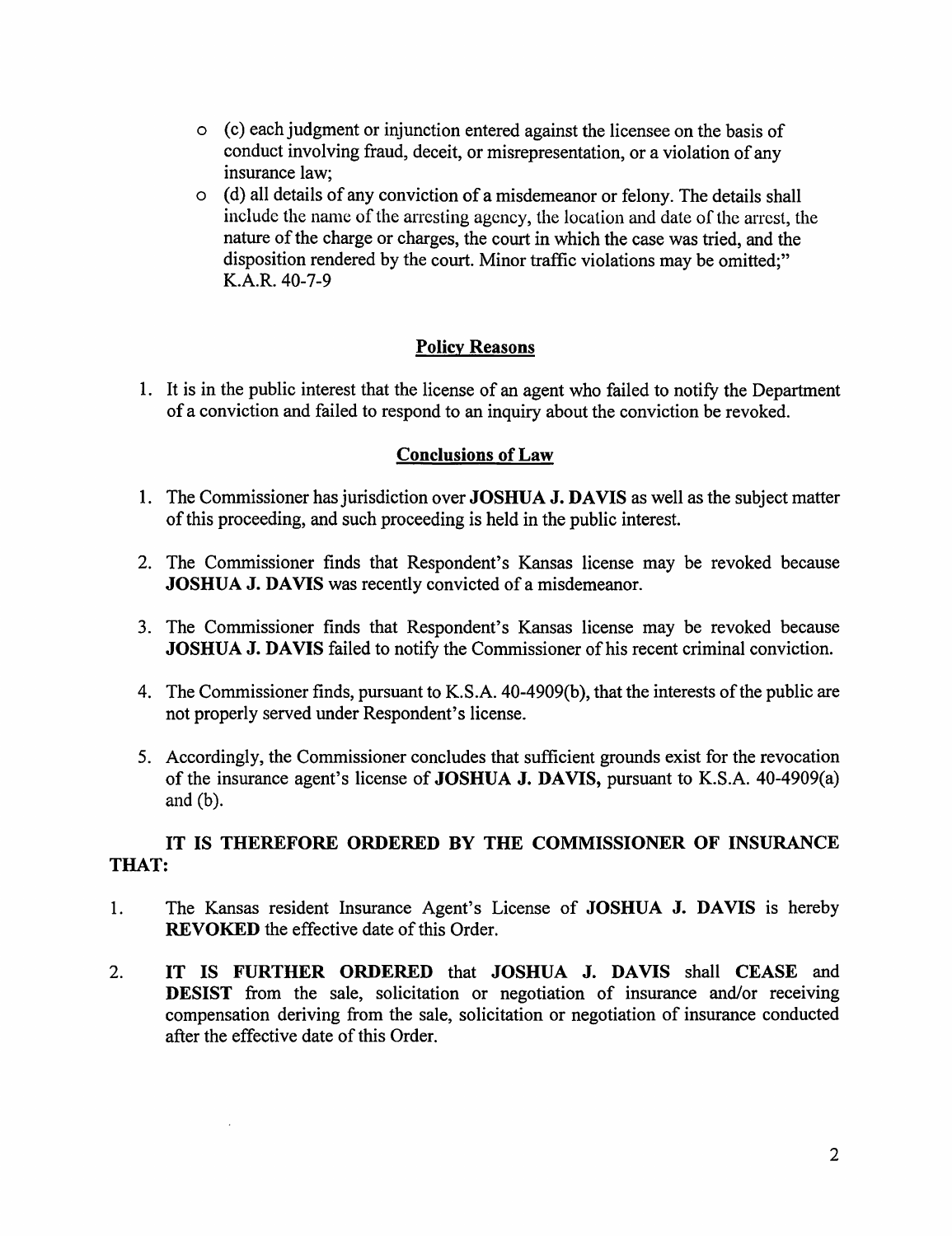- (c) each judgment or injunction entered against the licensee on the basis of conduct involving fraud, deceit, or misrepresentation, or a violation of any insurance law;
- (d) all details of any conviction of a misdemeanor or felony. The details shall include the name of the arresting agency, the location and date of the arrest, the nature of the charge or charges, the court in which the case was tried, and the disposition rendered by the court. Minor traffic violations may be omitted;" K.A.R. 40-7-9

## Policy Reasons

1. It is in the public interest that the license of an agent who failed to notify the Department of a conviction and failed to respond to an inquiry about the conviction be revoked.

## Conclusions of Law

1. The Commissioner has jurisdiction over **JOSHUA J. DAVIS** as well as the subject matter of this proceeding, and such proceeding is held in the public interest.

2. The Commissioner finds that Respondent's Kansas license may be revoked because **JOSHUA J. DAVIS** was recently convicted of a misdemeanor.

3. The Commissioner finds that Respondent's Kansas license may be revoked because **JOSHUA J. DAVIS** failed to notify the Commissioner of his recent criminal conviction.

4. The Commissioner finds, pursuant to K.S.A. 40-4909(b), that the interests of the public are not properly served under Respondent's license.

5. Accordingly, the Commissioner concludes that sufficient grounds exist for the revocation of the insurance agent's license of **JOSHUA J. DAVIS,** pursuant to K.S.A. 40-4909(a) and (b).

**IT IS THEREFORE ORDERED BY THE COMMISSIONER OF INSURANCE THAT:**

1. The Kansas resident Insurance Agent's License of **JOSHUA J. DAVIS** is hereby **REVOKED** the effective date of this Order.

2. **IT IS FURTHER ORDERED** that **JOSHUA J. DAVIS** shall **CEASE** and **DESIST** from the sale, solicitation or negotiation of insurance and/or receiving compensation deriving from the sale, solicitation or negotiation of insurance conducted after the effective date of this Order.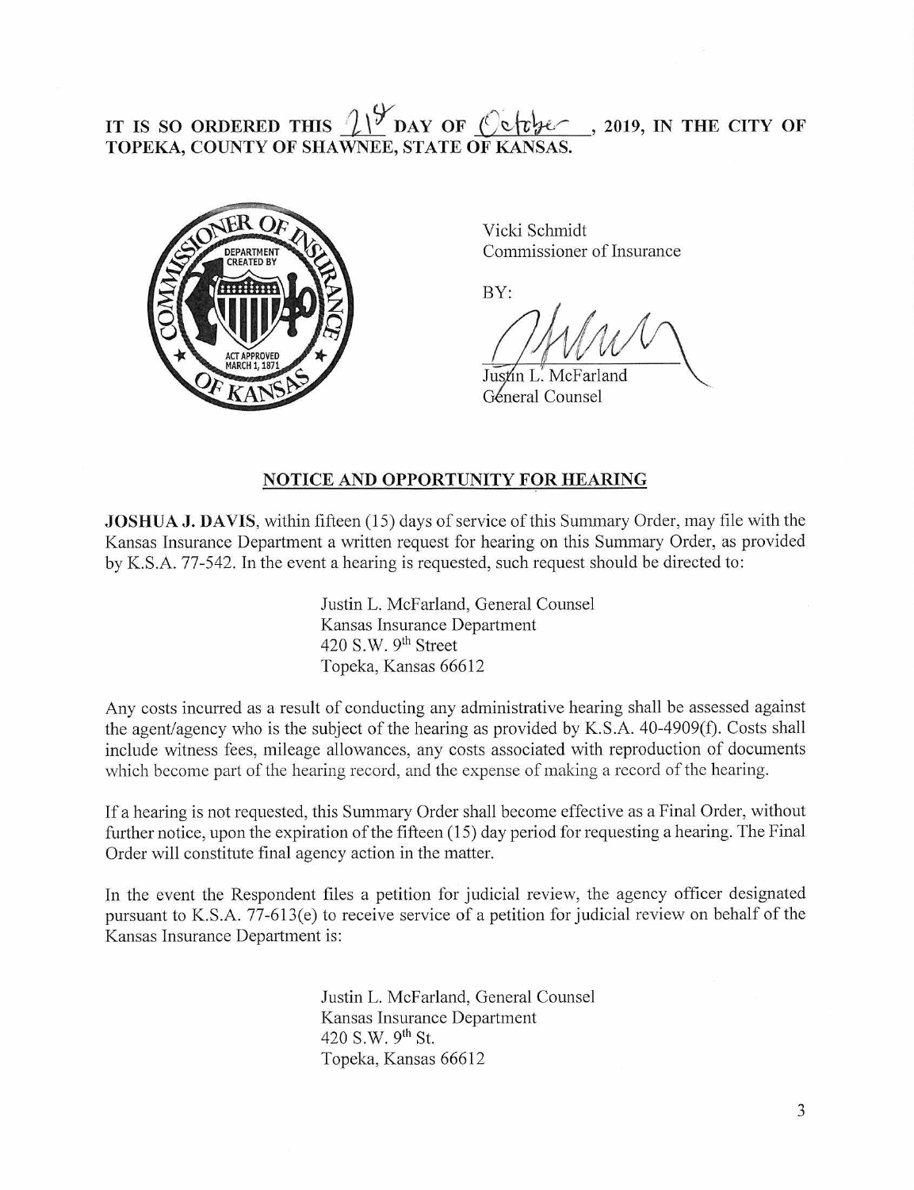**IT IS SO ORDERED THIS 21st DAY OF October, 2019, IN THE CITY OF TOPEKA, COUNTY OF SHAWNEE, STATE OF KANSAS.**

Vicki Schmidt
Commissioner of Insurance

BY:

Justin L. McFarland
General Counsel

## NOTICE AND OPPORTUNITY FOR HEARING

**JOSHUA J. DAVIS**, within fifteen (15) days of service of this Summary Order, may file with the Kansas Insurance Department a written request for hearing on this Summary Order, as provided by K.S.A. 77-542. In the event a hearing is requested, such request should be directed to:

Justin L. McFarland, General Counsel
Kansas Insurance Department
420 S.W. 9th Street
Topeka, Kansas 66612

Any costs incurred as a result of conducting any administrative hearing shall be assessed against the agent/agency who is the subject of the hearing as provided by K.S.A. 40-4909(f). Costs shall include witness fees, mileage allowances, any costs associated with reproduction of documents which become part of the hearing record, and the expense of making a record of the hearing.

If a hearing is not requested, this Summary Order shall become effective as a Final Order, without further notice, upon the expiration of the fifteen (15) day period for requesting a hearing. The Final Order will constitute final agency action in the matter.

In the event the Respondent files a petition for judicial review, the agency officer designated pursuant to K.S.A. 77-613(e) to receive service of a petition for judicial review on behalf of the Kansas Insurance Department is:

Justin L. McFarland, General Counsel
Kansas Insurance Department
420 S.W. 9th St.
Topeka, Kansas 66612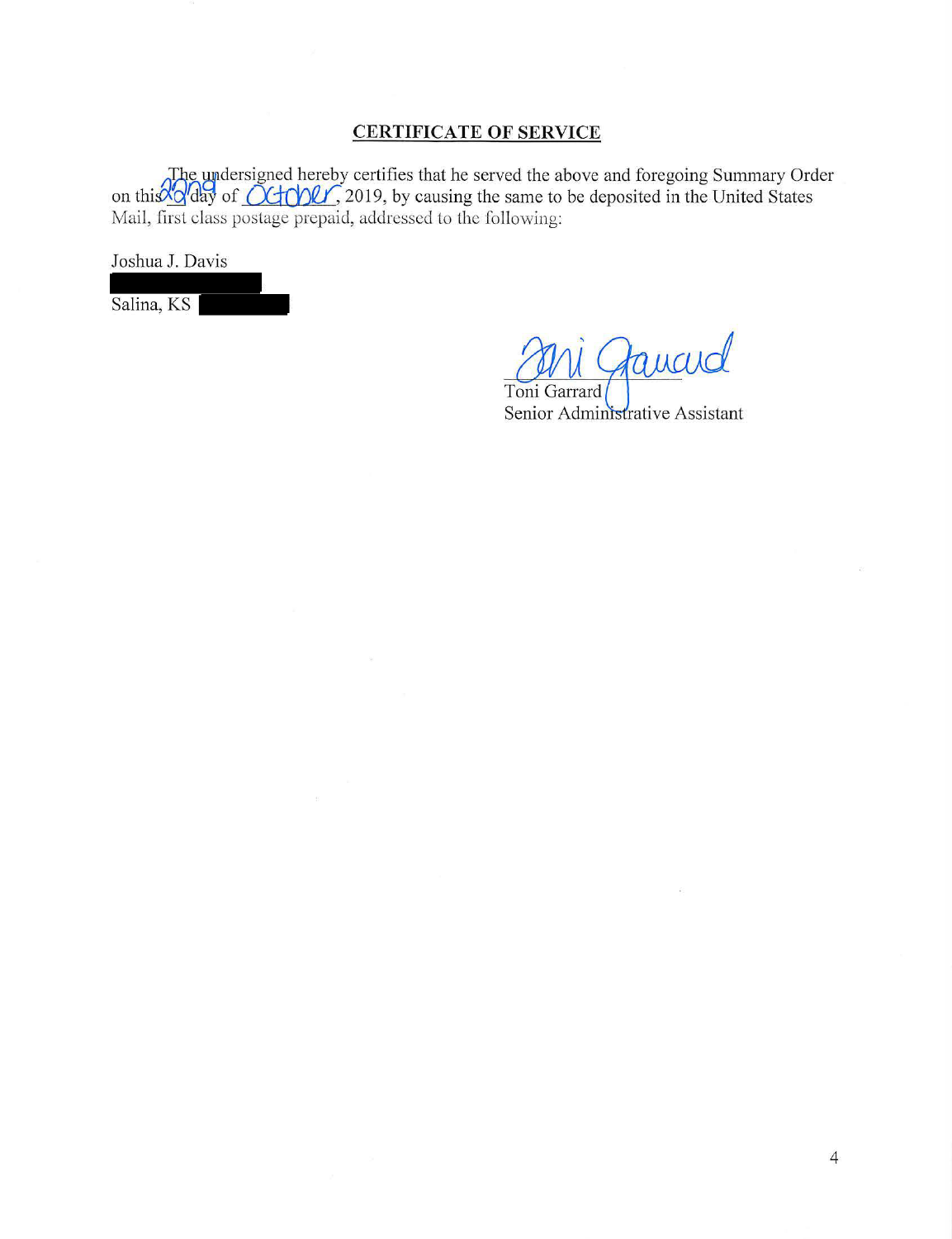## CERTIFICATE OF SERVICE

The undersigned hereby certifies that he served the above and foregoing Summary Order on this 22nd day of October, 2019, by causing the same to be deposited in the United States Mail, first class postage prepaid, addressed to the following:

Joshua J. Davis
[REDACTED]
Salina, KS [REDACTED]

Toni Garrard
Toni Garrard
Senior Administrative Assistant